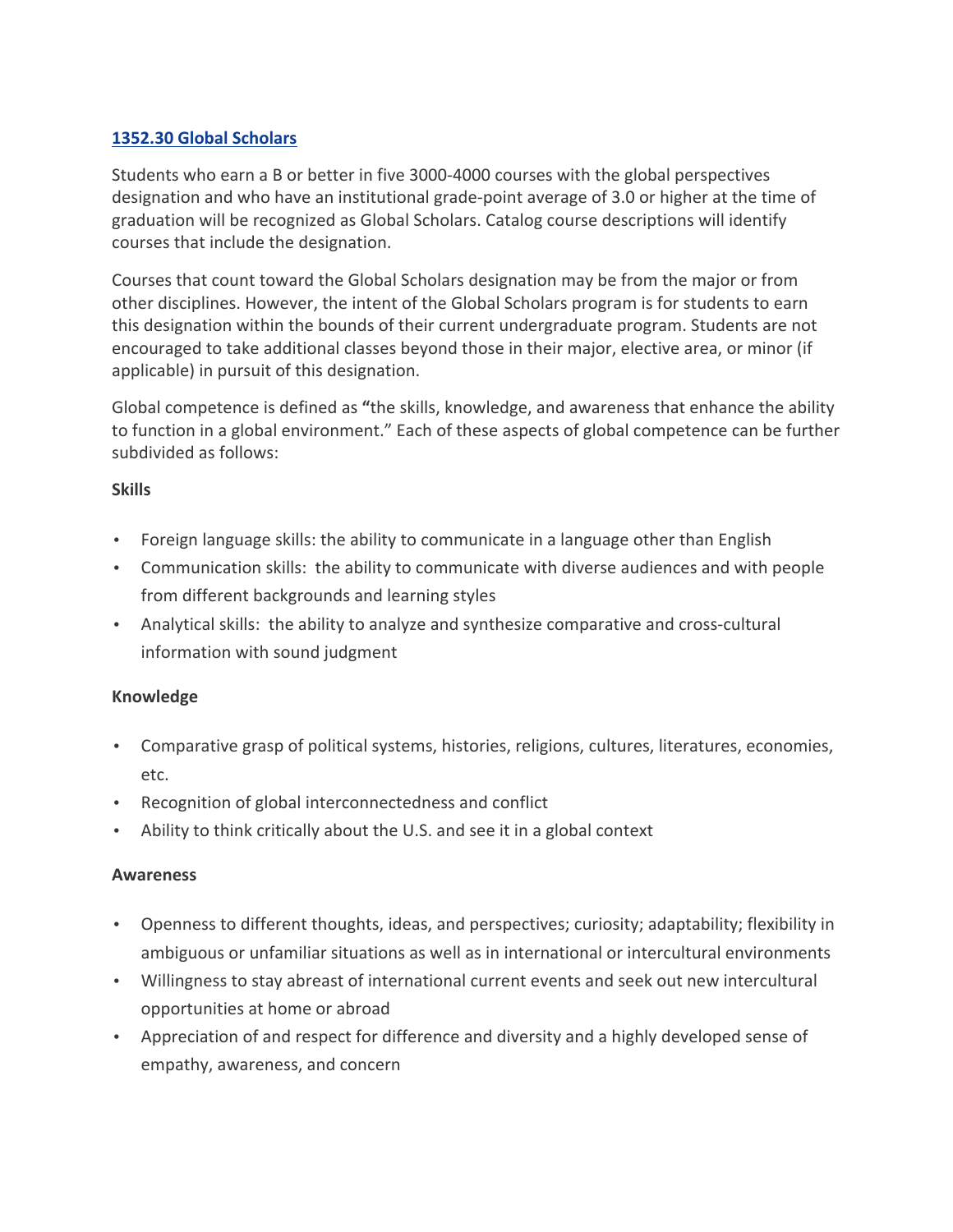## 1352.30 Global Scholars

Students who earn a B or better in five 3000-4000 courses with the global perspectives designation and who have an institutional grade-point average of 3.0 or higher at the time of graduation will be recognized as Global Scholars. Catalog course descriptions will identify courses that include the designation.

Courses that count toward the Global Scholars designation may be from the major or from other disciplines. However, the intent of the Global Scholars program is for students to earn this designation within the bounds of their current undergraduate program. Students are not encouraged to take additional classes beyond those in their major, elective area, or minor (if applicable) in pursuit of this designation.

Global competence is defined as **"**the skills, knowledge, and awareness that enhance the ability to function in a global environment." Each of these aspects of global competence can be further subdivided as follows:

**Skills**

- Foreign language skills: the ability to communicate in a language other than English
- Communication skills: the ability to communicate with diverse audiences and with people from different backgrounds and learning styles
- Analytical skills: the ability to analyze and synthesize comparative and cross-cultural information with sound judgment

**Knowledge**

- Comparative grasp of political systems, histories, religions, cultures, literatures, economies, etc.
- Recognition of global interconnectedness and conflict
- Ability to think critically about the U.S. and see it in a global context

**Awareness**

- Openness to different thoughts, ideas, and perspectives; curiosity; adaptability; flexibility in ambiguous or unfamiliar situations as well as in international or intercultural environments
- Willingness to stay abreast of international current events and seek out new intercultural opportunities at home or abroad
- Appreciation of and respect for difference and diversity and a highly developed sense of empathy, awareness, and concern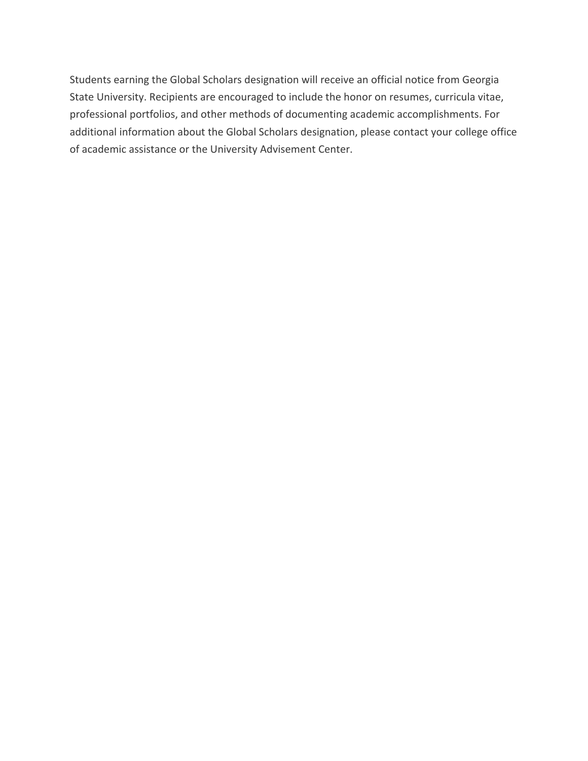Students earning the Global Scholars designation will receive an official notice from Georgia State University. Recipients are encouraged to include the honor on resumes, curricula vitae, professional portfolios, and other methods of documenting academic accomplishments. For additional information about the Global Scholars designation, please contact your college office of academic assistance or the University Advisement Center.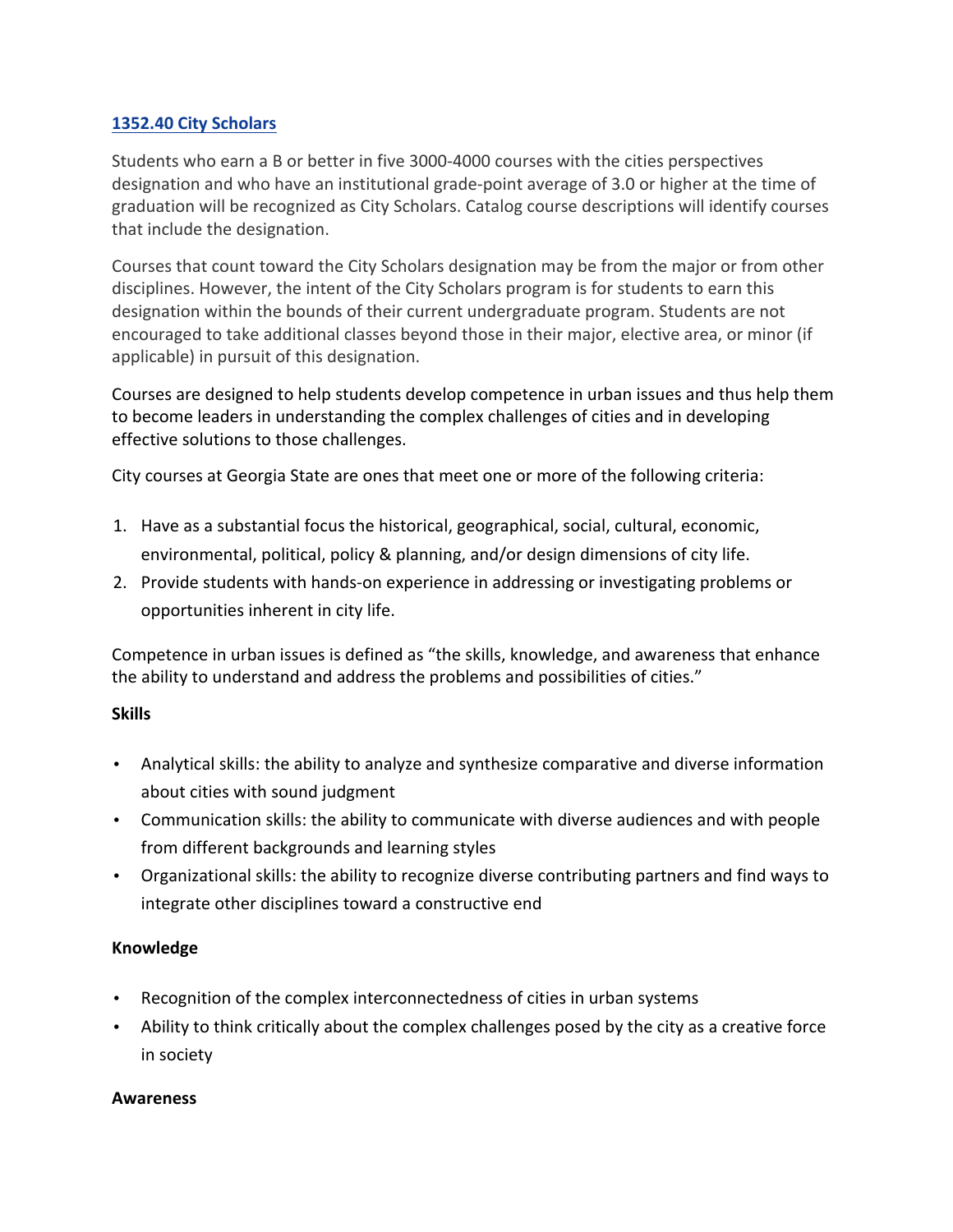## 1352.40 City Scholars

Students who earn a B or better in five 3000-4000 courses with the cities perspectives designation and who have an institutional grade-point average of 3.0 or higher at the time of graduation will be recognized as City Scholars. Catalog course descriptions will identify courses that include the designation.

Courses that count toward the City Scholars designation may be from the major or from other disciplines. However, the intent of the City Scholars program is for students to earn this designation within the bounds of their current undergraduate program. Students are not encouraged to take additional classes beyond those in their major, elective area, or minor (if applicable) in pursuit of this designation.

Courses are designed to help students develop competence in urban issues and thus help them to become leaders in understanding the complex challenges of cities and in developing effective solutions to those challenges.

City courses at Georgia State are ones that meet one or more of the following criteria:

1. Have as a substantial focus the historical, geographical, social, cultural, economic, environmental, political, policy & planning, and/or design dimensions of city life.
2. Provide students with hands-on experience in addressing or investigating problems or opportunities inherent in city life.

Competence in urban issues is defined as "the skills, knowledge, and awareness that enhance the ability to understand and address the problems and possibilities of cities."

**Skills**

- Analytical skills: the ability to analyze and synthesize comparative and diverse information about cities with sound judgment
- Communication skills: the ability to communicate with diverse audiences and with people from different backgrounds and learning styles
- Organizational skills: the ability to recognize diverse contributing partners and find ways to integrate other disciplines toward a constructive end

**Knowledge**

- Recognition of the complex interconnectedness of cities in urban systems
- Ability to think critically about the complex challenges posed by the city as a creative force in society

**Awareness**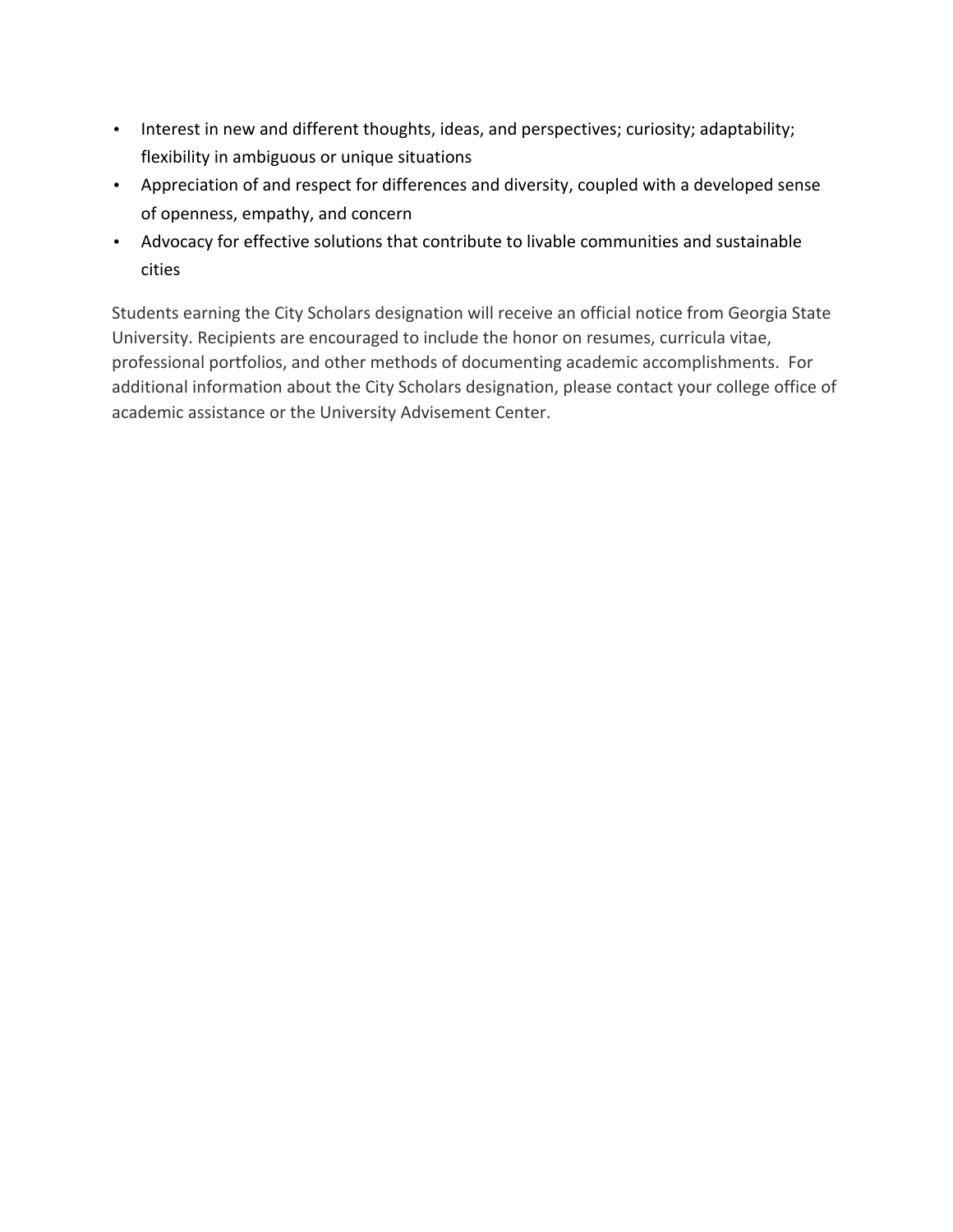- Interest in new and different thoughts, ideas, and perspectives; curiosity; adaptability; flexibility in ambiguous or unique situations
- Appreciation of and respect for differences and diversity, coupled with a developed sense of openness, empathy, and concern
- Advocacy for effective solutions that contribute to livable communities and sustainable cities

Students earning the City Scholars designation will receive an official notice from Georgia State University. Recipients are encouraged to include the honor on resumes, curricula vitae, professional portfolios, and other methods of documenting academic accomplishments. For additional information about the City Scholars designation, please contact your college office of academic assistance or the University Advisement Center.